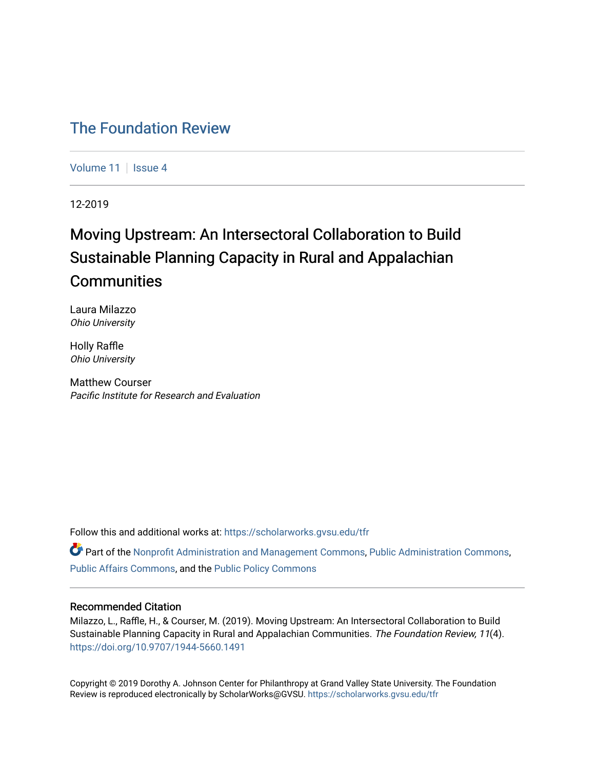# The Foundation Review

Volume 11 | Issue 4

12-2019

## Moving Upstream: An Intersectoral Collaboration to Build Sustainable Planning Capacity in Rural and Appalachian Communities

Laura Milazzo
*Ohio University*

Holly Raffle
*Ohio University*

Matthew Courser
*Pacific Institute for Research and Evaluation*

Follow this and additional works at: https://scholarworks.gvsu.edu/tfr

Part of the Nonprofit Administration and Management Commons, Public Administration Commons, Public Affairs Commons, and the Public Policy Commons

### Recommended Citation

Milazzo, L., Raffle, H., & Courser, M. (2019). Moving Upstream: An Intersectoral Collaboration to Build Sustainable Planning Capacity in Rural and Appalachian Communities. *The Foundation Review, 11*(4). https://doi.org/10.9707/1944-5660.1491

Copyright © 2019 Dorothy A. Johnson Center for Philanthropy at Grand Valley State University. The Foundation Review is reproduced electronically by ScholarWorks@GVSU. https://scholarworks.gvsu.edu/tfr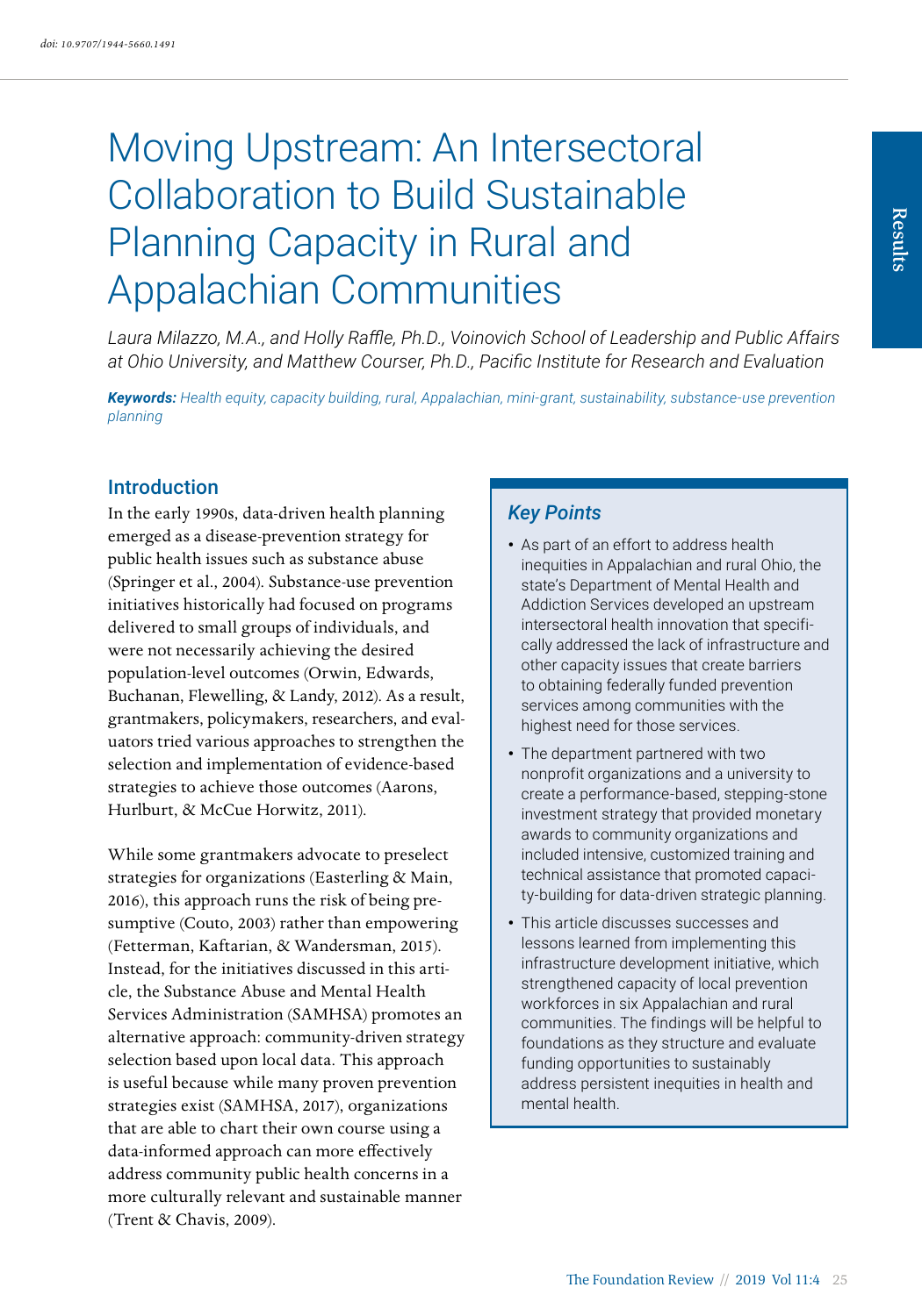doi: 10.9707/1944-5660.1491

# Moving Upstream: An Intersectoral Collaboration to Build Sustainable Planning Capacity in Rural and Appalachian Communities

*Laura Milazzo, M.A., and Holly Raffle, Ph.D., Voinovich School of Leadership and Public Affairs at Ohio University, and Matthew Courser, Ph.D., Pacific Institute for Research and Evaluation*

***Keywords:*** *Health equity, capacity building, rural, Appalachian, mini-grant, sustainability, substance-use prevention planning*

## Introduction

In the early 1990s, data-driven health planning emerged as a disease-prevention strategy for public health issues such as substance abuse (Springer et al., 2004). Substance-use prevention initiatives historically had focused on programs delivered to small groups of individuals, and were not necessarily achieving the desired population-level outcomes (Orwin, Edwards, Buchanan, Flewelling, & Landy, 2012). As a result, grantmakers, policymakers, researchers, and evaluators tried various approaches to strengthen the selection and implementation of evidence-based strategies to achieve those outcomes (Aarons, Hurlburt, & McCue Horwitz, 2011).

While some grantmakers advocate to preselect strategies for organizations (Easterling & Main, 2016), this approach runs the risk of being presumptive (Couto, 2003) rather than empowering (Fetterman, Kaftarian, & Wandersman, 2015). Instead, for the initiatives discussed in this article, the Substance Abuse and Mental Health Services Administration (SAMHSA) promotes an alternative approach: community-driven strategy selection based upon local data. This approach is useful because while many proven prevention strategies exist (SAMHSA, 2017), organizations that are able to chart their own course using a data-informed approach can more effectively address community public health concerns in a more culturally relevant and sustainable manner (Trent & Chavis, 2009).

### *Key Points*

- As part of an effort to address health inequities in Appalachian and rural Ohio, the state's Department of Mental Health and Addiction Services developed an upstream intersectoral health innovation that specifically addressed the lack of infrastructure and other capacity issues that create barriers to obtaining federally funded prevention services among communities with the highest need for those services.
- The department partnered with two nonprofit organizations and a university to create a performance-based, stepping-stone investment strategy that provided monetary awards to community organizations and included intensive, customized training and technical assistance that promoted capacity-building for data-driven strategic planning.
- This article discusses successes and lessons learned from implementing this infrastructure development initiative, which strengthened capacity of local prevention workforces in six Appalachian and rural communities. The findings will be helpful to foundations as they structure and evaluate funding opportunities to sustainably address persistent inequities in health and mental health.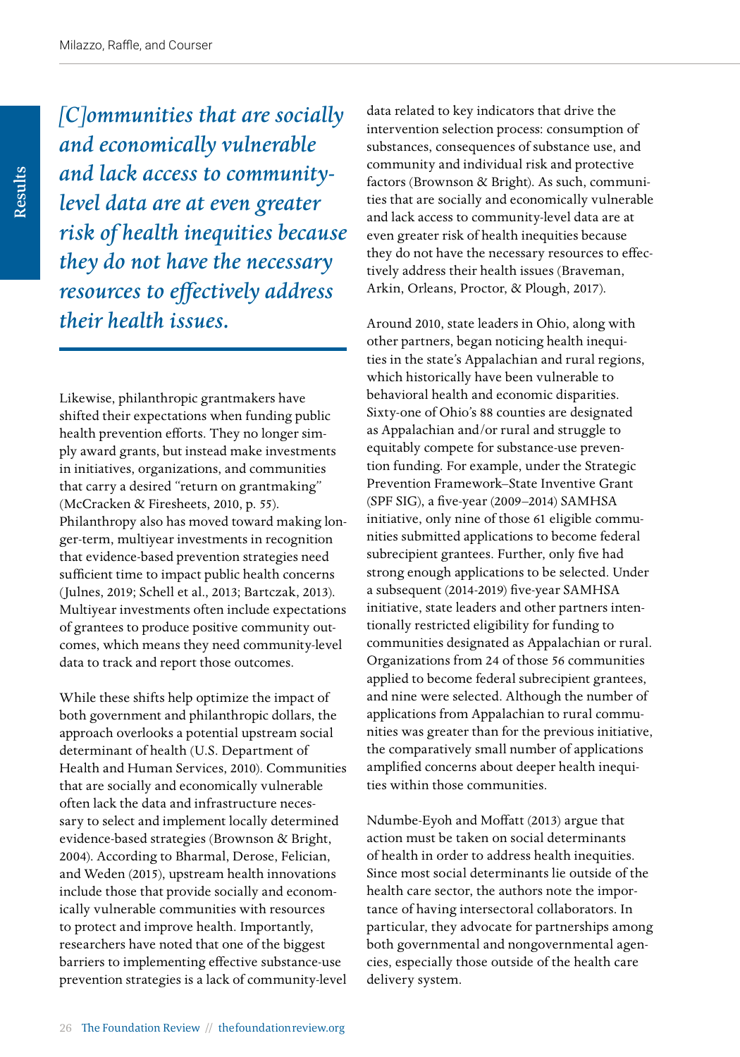*[C]ommunities that are socially and economically vulnerable and lack access to community-level data are at even greater risk of health inequities because they do not have the necessary resources to effectively address their health issues.*

Likewise, philanthropic grantmakers have shifted their expectations when funding public health prevention efforts. They no longer simply award grants, but instead make investments in initiatives, organizations, and communities that carry a desired "return on grantmaking" (McCracken & Firesheets, 2010, p. 55). Philanthropy also has moved toward making longer-term, multiyear investments in recognition that evidence-based prevention strategies need sufficient time to impact public health concerns (Julnes, 2019; Schell et al., 2013; Bartczak, 2013). Multiyear investments often include expectations of grantees to produce positive community outcomes, which means they need community-level data to track and report those outcomes.

While these shifts help optimize the impact of both government and philanthropic dollars, the approach overlooks a potential upstream social determinant of health (U.S. Department of Health and Human Services, 2010). Communities that are socially and economically vulnerable often lack the data and infrastructure necessary to select and implement locally determined evidence-based strategies (Brownson & Bright, 2004). According to Bharmal, Derose, Felician, and Weden (2015), upstream health innovations include those that provide socially and economically vulnerable communities with resources to protect and improve health. Importantly, researchers have noted that one of the biggest barriers to implementing effective substance-use prevention strategies is a lack of community-level data related to key indicators that drive the intervention selection process: consumption of substances, consequences of substance use, and community and individual risk and protective factors (Brownson & Bright). As such, communities that are socially and economically vulnerable and lack access to community-level data are at even greater risk of health inequities because they do not have the necessary resources to effectively address their health issues (Braveman, Arkin, Orleans, Proctor, & Plough, 2017).

Around 2010, state leaders in Ohio, along with other partners, began noticing health inequities in the state's Appalachian and rural regions, which historically have been vulnerable to behavioral health and economic disparities. Sixty-one of Ohio's 88 counties are designated as Appalachian and/or rural and struggle to equitably compete for substance-use prevention funding. For example, under the Strategic Prevention Framework–State Inventive Grant (SPF SIG), a five-year (2009–2014) SAMHSA initiative, only nine of those 61 eligible communities submitted applications to become federal subrecipient grantees. Further, only five had strong enough applications to be selected. Under a subsequent (2014-2019) five-year SAMHSA initiative, state leaders and other partners intentionally restricted eligibility for funding to communities designated as Appalachian or rural. Organizations from 24 of those 56 communities applied to become federal subrecipient grantees, and nine were selected. Although the number of applications from Appalachian to rural communities was greater than for the previous initiative, the comparatively small number of applications amplified concerns about deeper health inequities within those communities.

Ndumbe-Eyoh and Moffatt (2013) argue that action must be taken on social determinants of health in order to address health inequities. Since most social determinants lie outside of the health care sector, the authors note the importance of having intersectoral collaborators. In particular, they advocate for partnerships among both governmental and nongovernmental agencies, especially those outside of the health care delivery system.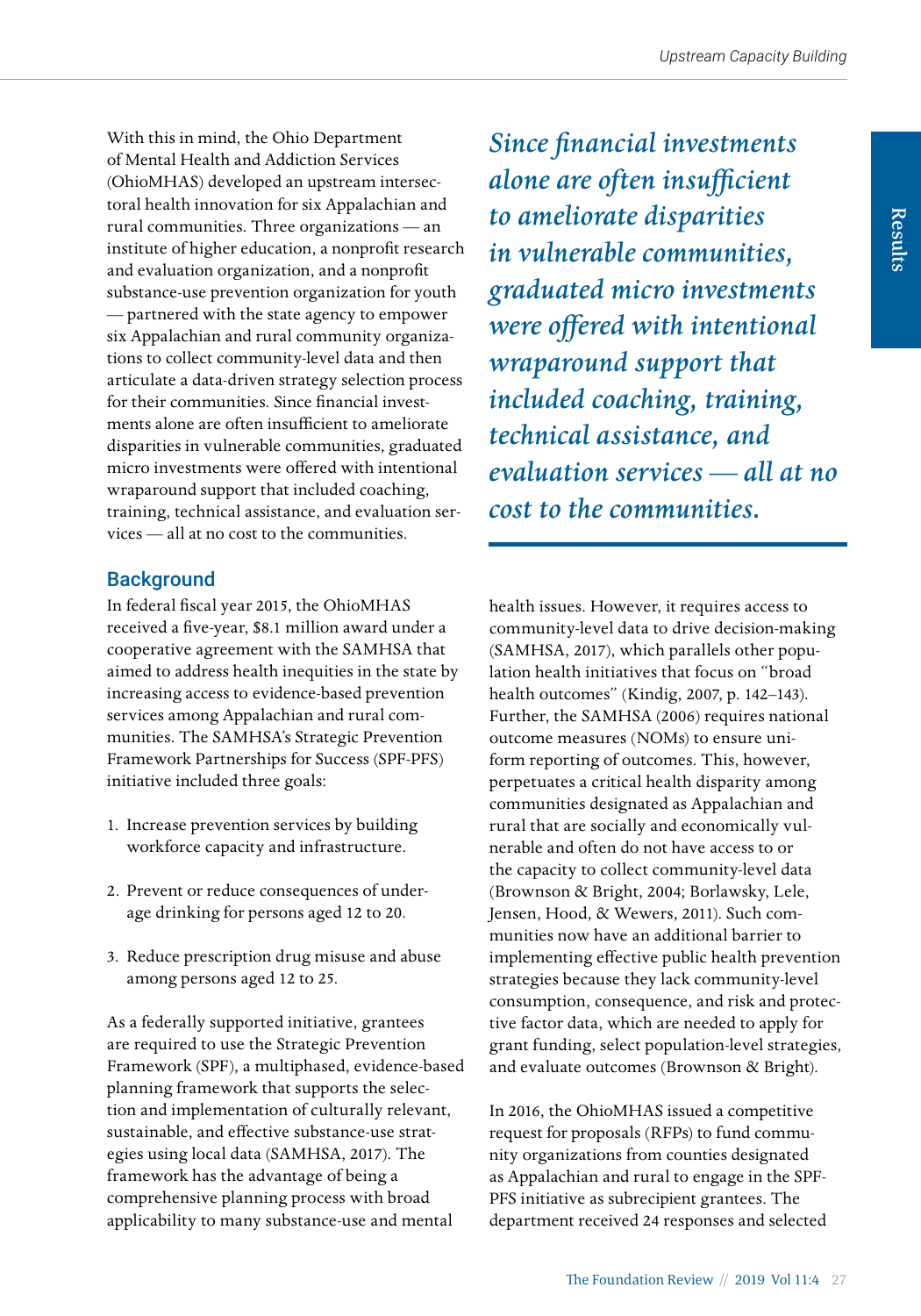With this in mind, the Ohio Department of Mental Health and Addiction Services (OhioMHAS) developed an upstream intersectoral health innovation for six Appalachian and rural communities. Three organizations — an institute of higher education, a nonprofit research and evaluation organization, and a nonprofit substance-use prevention organization for youth — partnered with the state agency to empower six Appalachian and rural community organizations to collect community-level data and then articulate a data-driven strategy selection process for their communities. Since financial investments alone are often insufficient to ameliorate disparities in vulnerable communities, graduated micro investments were offered with intentional wraparound support that included coaching, training, technical assistance, and evaluation services — all at no cost to the communities.

## Background

In federal fiscal year 2015, the OhioMHAS received a five-year, $8.1 million award under a cooperative agreement with the SAMHSA that aimed to address health inequities in the state by increasing access to evidence-based prevention services among Appalachian and rural communities. The SAMHSA's Strategic Prevention Framework Partnerships for Success (SPF-PFS) initiative included three goals:

1. Increase prevention services by building workforce capacity and infrastructure.
2. Prevent or reduce consequences of underage drinking for persons aged 12 to 20.
3. Reduce prescription drug misuse and abuse among persons aged 12 to 25.

As a federally supported initiative, grantees are required to use the Strategic Prevention Framework (SPF), a multiphased, evidence-based planning framework that supports the selection and implementation of culturally relevant, sustainable, and effective substance-use strategies using local data (SAMHSA, 2017). The framework has the advantage of being a comprehensive planning process with broad applicability to many substance-use and mental health issues. However, it requires access to community-level data to drive decision-making (SAMHSA, 2017), which parallels other population health initiatives that focus on "broad health outcomes" (Kindig, 2007, p. 142–143). Further, the SAMHSA (2006) requires national outcome measures (NOMs) to ensure uniform reporting of outcomes. This, however, perpetuates a critical health disparity among communities designated as Appalachian and rural that are socially and economically vulnerable and often do not have access to or the capacity to collect community-level data (Brownson & Bright, 2004; Borlawsky, Lele, Jensen, Hood, & Wewers, 2011). Such communities now have an additional barrier to implementing effective public health prevention strategies because they lack community-level consumption, consequence, and risk and protective factor data, which are needed to apply for grant funding, select population-level strategies, and evaluate outcomes (Brownson & Bright).

In 2016, the OhioMHAS issued a competitive request for proposals (RFPs) to fund community organizations from counties designated as Appalachian and rural to engage in the SPF-PFS initiative as subrecipient grantees. The department received 24 responses and selected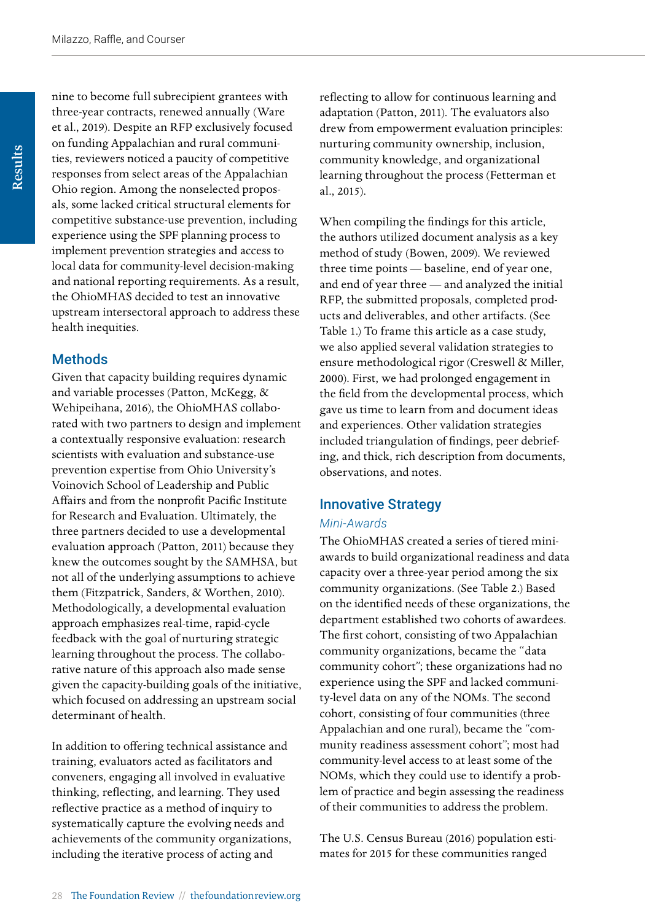nine to become full subrecipient grantees with three-year contracts, renewed annually (Ware et al., 2019). Despite an RFP exclusively focused on funding Appalachian and rural communities, reviewers noticed a paucity of competitive responses from select areas of the Appalachian Ohio region. Among the nonselected proposals, some lacked critical structural elements for competitive substance-use prevention, including experience using the SPF planning process to implement prevention strategies and access to local data for community-level decision-making and national reporting requirements. As a result, the OhioMHAS decided to test an innovative upstream intersectoral approach to address these health inequities.

## Methods

Given that capacity building requires dynamic and variable processes (Patton, McKegg, & Wehipeihana, 2016), the OhioMHAS collaborated with two partners to design and implement a contextually responsive evaluation: research scientists with evaluation and substance-use prevention expertise from Ohio University's Voinovich School of Leadership and Public Affairs and from the nonprofit Pacific Institute for Research and Evaluation. Ultimately, the three partners decided to use a developmental evaluation approach (Patton, 2011) because they knew the outcomes sought by the SAMHSA, but not all of the underlying assumptions to achieve them (Fitzpatrick, Sanders, & Worthen, 2010). Methodologically, a developmental evaluation approach emphasizes real-time, rapid-cycle feedback with the goal of nurturing strategic learning throughout the process. The collaborative nature of this approach also made sense given the capacity-building goals of the initiative, which focused on addressing an upstream social determinant of health.

In addition to offering technical assistance and training, evaluators acted as facilitators and conveners, engaging all involved in evaluative thinking, reflecting, and learning. They used reflective practice as a method of inquiry to systematically capture the evolving needs and achievements of the community organizations, including the iterative process of acting and reflecting to allow for continuous learning and adaptation (Patton, 2011). The evaluators also drew from empowerment evaluation principles: nurturing community ownership, inclusion, community knowledge, and organizational learning throughout the process (Fetterman et al., 2015).

When compiling the findings for this article, the authors utilized document analysis as a key method of study (Bowen, 2009). We reviewed three time points — baseline, end of year one, and end of year three — and analyzed the initial RFP, the submitted proposals, completed products and deliverables, and other artifacts. (See Table 1.) To frame this article as a case study, we also applied several validation strategies to ensure methodological rigor (Creswell & Miller, 2000). First, we had prolonged engagement in the field from the developmental process, which gave us time to learn from and document ideas and experiences. Other validation strategies included triangulation of findings, peer debriefing, and thick, rich description from documents, observations, and notes.

## Innovative Strategy

### *Mini-Awards*

The OhioMHAS created a series of tiered mini-awards to build organizational readiness and data capacity over a three-year period among the six community organizations. (See Table 2.) Based on the identified needs of these organizations, the department established two cohorts of awardees. The first cohort, consisting of two Appalachian community organizations, became the "data community cohort"; these organizations had no experience using the SPF and lacked community-level data on any of the NOMs. The second cohort, consisting of four communities (three Appalachian and one rural), became the "community readiness assessment cohort"; most had community-level access to at least some of the NOMs, which they could use to identify a problem of practice and begin assessing the readiness of their communities to address the problem.

The U.S. Census Bureau (2016) population estimates for 2015 for these communities ranged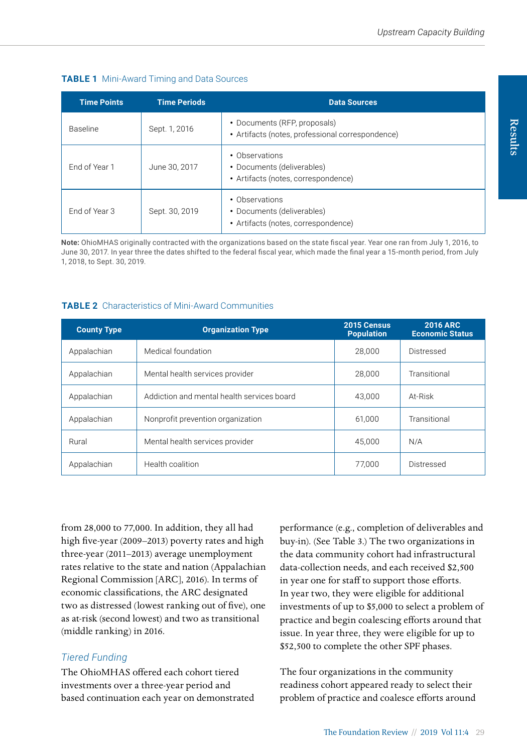**TABLE 1** Mini-Award Timing and Data Sources

| Time Points | Time Periods | Data Sources |
|---|---|---|
| Baseline | Sept. 1, 2016 | • Documents (RFP, proposals)<br>• Artifacts (notes, professional correspondence) |
| End of Year 1 | June 30, 2017 | • Observations<br>• Documents (deliverables)<br>• Artifacts (notes, correspondence) |
| End of Year 3 | Sept. 30, 2019 | • Observations<br>• Documents (deliverables)<br>• Artifacts (notes, correspondence) |

**Note:** OhioMHAS originally contracted with the organizations based on the state fiscal year. Year one ran from July 1, 2016, to June 30, 2017. In year three the dates shifted to the federal fiscal year, which made the final year a 15-month period, from July 1, 2018, to Sept. 30, 2019.

**TABLE 2** Characteristics of Mini-Award Communities

| County Type | Organization Type | 2015 Census Population | 2016 ARC Economic Status |
|---|---|---|---|
| Appalachian | Medical foundation | 28,000 | Distressed |
| Appalachian | Mental health services provider | 28,000 | Transitional |
| Appalachian | Addiction and mental health services board | 43,000 | At-Risk |
| Appalachian | Nonprofit prevention organization | 61,000 | Transitional |
| Rural | Mental health services provider | 45,000 | N/A |
| Appalachian | Health coalition | 77,000 | Distressed |

from 28,000 to 77,000. In addition, they all had high five-year (2009–2013) poverty rates and high three-year (2011–2013) average unemployment rates relative to the state and nation (Appalachian Regional Commission [ARC], 2016). In terms of economic classifications, the ARC designated two as distressed (lowest ranking out of five), one as at-risk (second lowest) and two as transitional (middle ranking) in 2016.

### *Tiered Funding*

The OhioMHAS offered each cohort tiered investments over a three-year period and based continuation each year on demonstrated performance (e.g., completion of deliverables and buy-in). (See Table 3.) The two organizations in the data community cohort had infrastructural data-collection needs, and each received $2,500 in year one for staff to support those efforts. In year two, they were eligible for additional investments of up to $5,000 to select a problem of practice and begin coalescing efforts around that issue. In year three, they were eligible for up to $52,500 to complete the other SPF phases.

The four organizations in the community readiness cohort appeared ready to select their problem of practice and coalesce efforts around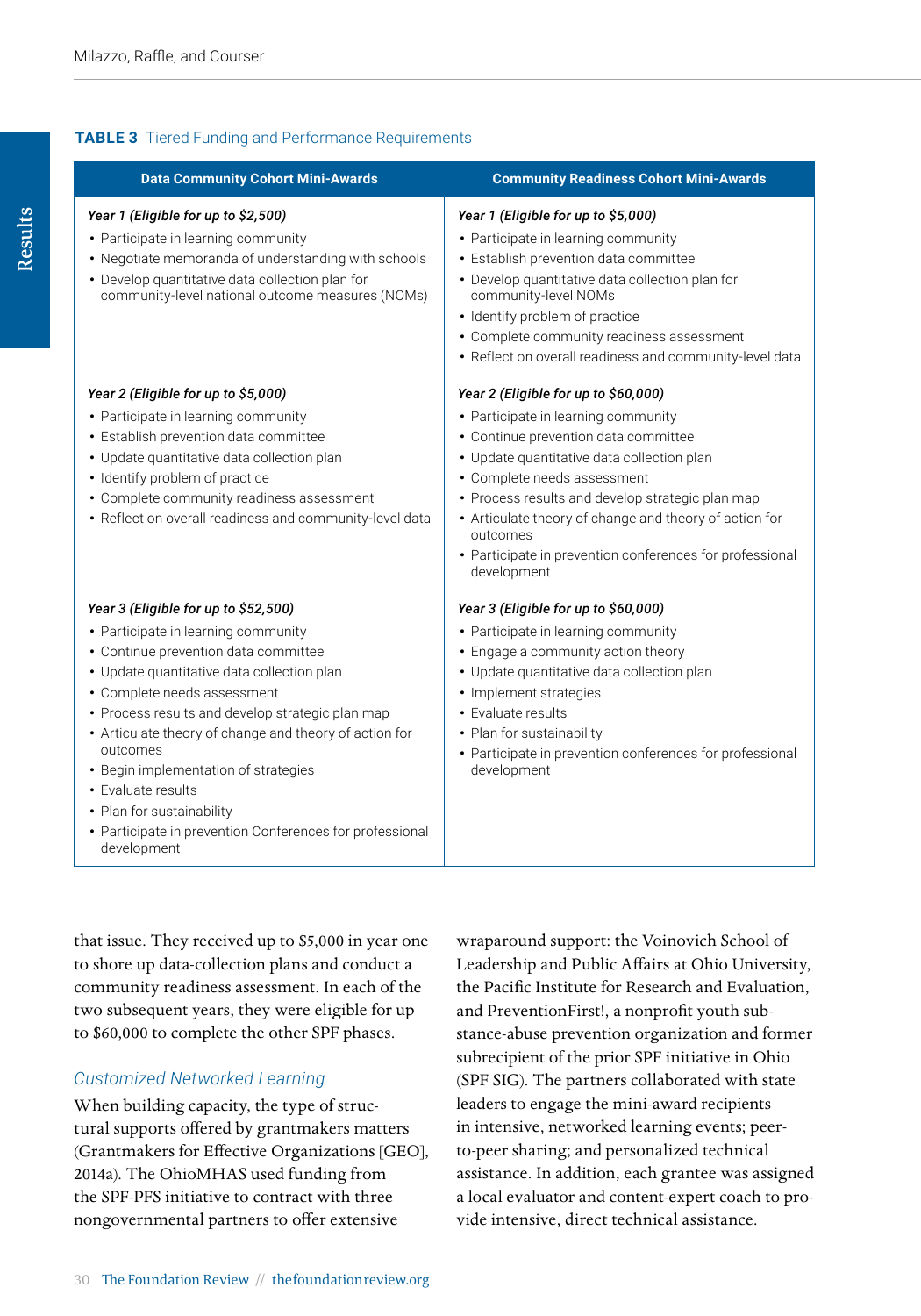**TABLE 3** Tiered Funding and Performance Requirements

| Data Community Cohort Mini-Awards | Community Readiness Cohort Mini-Awards |
|---|---|
| *Year 1 (Eligible for up to $2,500)*<br>• Participate in learning community<br>• Negotiate memoranda of understanding with schools<br>• Develop quantitative data collection plan for community-level national outcome measures (NOMs) | *Year 1 (Eligible for up to $5,000)*<br>• Participate in learning community<br>• Establish prevention data committee<br>• Develop quantitative data collection plan for community-level NOMs<br>• Identify problem of practice<br>• Complete community readiness assessment<br>• Reflect on overall readiness and community-level data |
| *Year 2 (Eligible for up to $5,000)*<br>• Participate in learning community<br>• Establish prevention data committee<br>• Update quantitative data collection plan<br>• Identify problem of practice<br>• Complete community readiness assessment<br>• Reflect on overall readiness and community-level data | *Year 2 (Eligible for up to $60,000)*<br>• Participate in learning community<br>• Continue prevention data committee<br>• Update quantitative data collection plan<br>• Complete needs assessment<br>• Process results and develop strategic plan map<br>• Articulate theory of change and theory of action for outcomes<br>• Participate in prevention conferences for professional development |
| *Year 3 (Eligible for up to $52,500)*<br>• Participate in learning community<br>• Continue prevention data committee<br>• Update quantitative data collection plan<br>• Complete needs assessment<br>• Process results and develop strategic plan map<br>• Articulate theory of change and theory of action for outcomes<br>• Begin implementation of strategies<br>• Evaluate results<br>• Plan for sustainability<br>• Participate in prevention Conferences for professional development | *Year 3 (Eligible for up to $60,000)*<br>• Participate in learning community<br>• Engage a community action theory<br>• Update quantitative data collection plan<br>• Implement strategies<br>• Evaluate results<br>• Plan for sustainability<br>• Participate in prevention conferences for professional development |

that issue. They received up to $5,000 in year one to shore up data-collection plans and conduct a community readiness assessment. In each of the two subsequent years, they were eligible for up to $60,000 to complete the other SPF phases.

### Customized Networked Learning

When building capacity, the type of structural supports offered by grantmakers matters (Grantmakers for Effective Organizations [GEO], 2014a). The OhioMHAS used funding from the SPF-PFS initiative to contract with three nongovernmental partners to offer extensive wraparound support: the Voinovich School of Leadership and Public Affairs at Ohio University, the Pacific Institute for Research and Evaluation, and PreventionFirst!, a nonprofit youth substance-abuse prevention organization and former subrecipient of the prior SPF initiative in Ohio (SPF SIG). The partners collaborated with state leaders to engage the mini-award recipients in intensive, networked learning events; peer-to-peer sharing; and personalized technical assistance. In addition, each grantee was assigned a local evaluator and content-expert coach to provide intensive, direct technical assistance.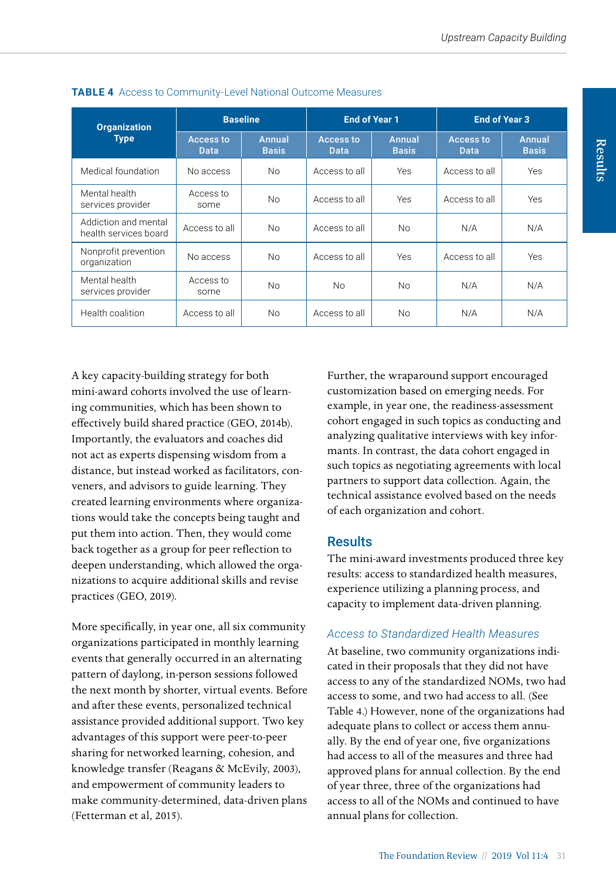**TABLE 4** Access to Community-Level National Outcome Measures

| Organization Type | Baseline | | End of Year 1 | | End of Year 3 | |
|---|---|---|---|---|---|---|
| | Access to Data | Annual Basis | Access to Data | Annual Basis | Access to Data | Annual Basis |
| Medical foundation | No access | No | Access to all | Yes | Access to all | Yes |
| Mental health services provider | Access to some | No | Access to all | Yes | Access to all | Yes |
| Addiction and mental health services board | Access to all | No | Access to all | No | N/A | N/A |
| Nonprofit prevention organization | No access | No | Access to all | Yes | Access to all | Yes |
| Mental health services provider | Access to some | No | No | No | N/A | N/A |
| Health coalition | Access to all | No | Access to all | No | N/A | N/A |

A key capacity-building strategy for both mini-award cohorts involved the use of learning communities, which has been shown to effectively build shared practice (GEO, 2014b). Importantly, the evaluators and coaches did not act as experts dispensing wisdom from a distance, but instead worked as facilitators, conveners, and advisors to guide learning. They created learning environments where organizations would take the concepts being taught and put them into action. Then, they would come back together as a group for peer reflection to deepen understanding, which allowed the organizations to acquire additional skills and revise practices (GEO, 2019).

More specifically, in year one, all six community organizations participated in monthly learning events that generally occurred in an alternating pattern of daylong, in-person sessions followed the next month by shorter, virtual events. Before and after these events, personalized technical assistance provided additional support. Two key advantages of this support were peer-to-peer sharing for networked learning, cohesion, and knowledge transfer (Reagans & McEvily, 2003), and empowerment of community leaders to make community-determined, data-driven plans (Fetterman et al, 2015).

Further, the wraparound support encouraged customization based on emerging needs. For example, in year one, the readiness-assessment cohort engaged in such topics as conducting and analyzing qualitative interviews with key informants. In contrast, the data cohort engaged in such topics as negotiating agreements with local partners to support data collection. Again, the technical assistance evolved based on the needs of each organization and cohort.

## Results

The mini-award investments produced three key results: access to standardized health measures, experience utilizing a planning process, and capacity to implement data-driven planning.

### *Access to Standardized Health Measures*

At baseline, two community organizations indicated in their proposals that they did not have access to any of the standardized NOMs, two had access to some, and two had access to all. (See Table 4.) However, none of the organizations had adequate plans to collect or access them annually. By the end of year one, five organizations had access to all of the measures and three had approved plans for annual collection. By the end of year three, three of the organizations had access to all of the NOMs and continued to have annual plans for collection.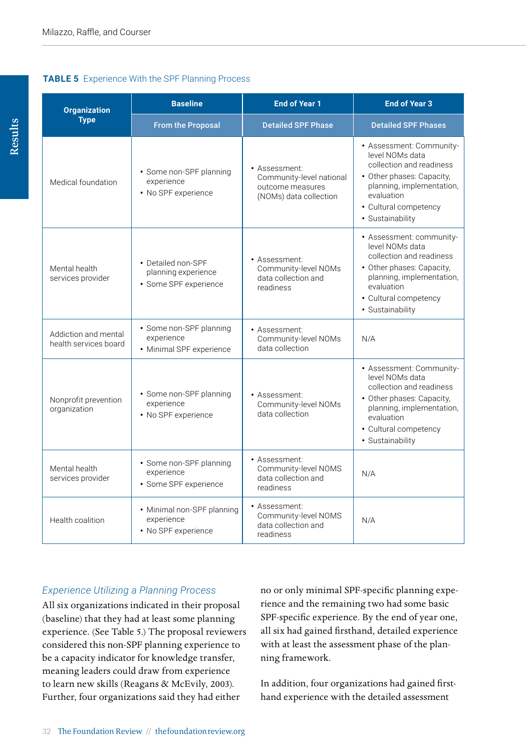**TABLE 5** Experience With the SPF Planning Process

| Organization Type | Baseline | End of Year 1 | End of Year 3 |
|---|---|---|---|
| | From the Proposal | Detailed SPF Phase | Detailed SPF Phases |
| Medical foundation | • Some non-SPF planning experience<br>• No SPF experience | • Assessment: Community-level national outcome measures (NOMs) data collection | • Assessment: Community-level NOMs data collection and readiness<br>• Other phases: Capacity, planning, implementation, evaluation<br>• Cultural competency<br>• Sustainability |
| Mental health services provider | • Detailed non-SPF planning experience<br>• Some SPF experience | • Assessment: Community-level NOMs data collection and readiness | • Assessment: community-level NOMs data collection and readiness<br>• Other phases: Capacity, planning, implementation, evaluation<br>• Cultural competency<br>• Sustainability |
| Addiction and mental health services board | • Some non-SPF planning experience<br>• Minimal SPF experience | • Assessment: Community-level NOMs data collection | N/A |
| Nonprofit prevention organization | • Some non-SPF planning experience<br>• No SPF experience | • Assessment: Community-level NOMs data collection | • Assessment: Community-level NOMs data collection and readiness<br>• Other phases: Capacity, planning, implementation, evaluation<br>• Cultural competency<br>• Sustainability |
| Mental health services provider | • Some non-SPF planning experience<br>• Some SPF experience | • Assessment: Community-level NOMS data collection and readiness | N/A |
| Health coalition | • Minimal non-SPF planning experience<br>• No SPF experience | • Assessment: Community-level NOMS data collection and readiness | N/A |

### *Experience Utilizing a Planning Process*

All six organizations indicated in their proposal (baseline) that they had at least some planning experience. (See Table 5.) The proposal reviewers considered this non-SPF planning experience to be a capacity indicator for knowledge transfer, meaning leaders could draw from experience to learn new skills (Reagans & McEvily, 2003). Further, four organizations said they had either no or only minimal SPF-specific planning experience and the remaining two had some basic SPF-specific experience. By the end of year one, all six had gained firsthand, detailed experience with at least the assessment phase of the planning framework.

In addition, four organizations had gained firsthand experience with the detailed assessment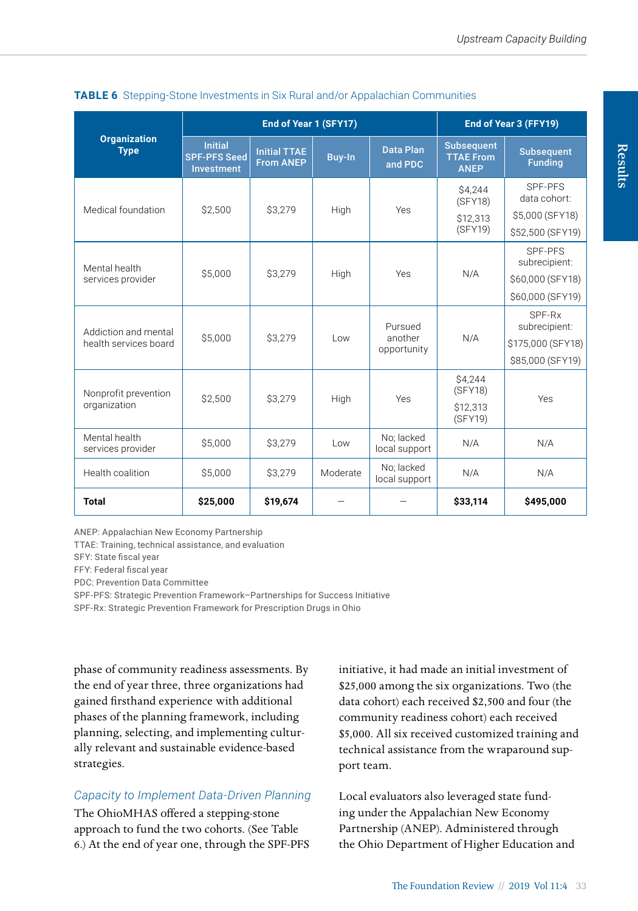**TABLE 6** Stepping-Stone Investments in Six Rural and/or Appalachian Communities

| Organization Type | End of Year 1 (SFY17) | | | | End of Year 3 (FFY19) | |
|---|---|---|---|---|---|---|
| | Initial SPF-PFS Seed Investment | Initial TTAE From ANEP | Buy-In | Data Plan and PDC | Subsequent TTAE From ANEP | Subsequent Funding |
| Medical foundation | $2,500 | $3,279 | High | Yes | $4,244 (SFY18) $12,313 (SFY19) | SPF-PFS data cohort: $5,000 (SFY18) $52,500 (SFY19) |
| Mental health services provider | $5,000 | $3,279 | High | Yes | N/A | SPF-PFS subrecipient: $60,000 (SFY18) $60,000 (SFY19) |
| Addiction and mental health services board | $5,000 | $3,279 | Low | Pursued another opportunity | N/A | SPF-Rx subrecipient: $175,000 (SFY18) $85,000 (SFY19) |
| Nonprofit prevention organization | $2,500 | $3,279 | High | Yes | $4,244 (SFY18) $12,313 (SFY19) | Yes |
| Mental health services provider | $5,000 | $3,279 | Low | No; lacked local support | N/A | N/A |
| Health coalition | $5,000 | $3,279 | Moderate | No; lacked local support | N/A | N/A |
| **Total** | **$25,000** | **$19,674** | — | — | **$33,114** | **$495,000** |

ANEP: Appalachian New Economy Partnership
TTAE: Training, technical assistance, and evaluation
SFY: State fiscal year
FFY: Federal fiscal year
PDC: Prevention Data Committee
SPF-PFS: Strategic Prevention Framework–Partnerships for Success Initiative
SPF-Rx: Strategic Prevention Framework for Prescription Drugs in Ohio

phase of community readiness assessments. By the end of year three, three organizations had gained firsthand experience with additional phases of the planning framework, including planning, selecting, and implementing culturally relevant and sustainable evidence-based strategies.

### *Capacity to Implement Data-Driven Planning*

The OhioMHAS offered a stepping-stone approach to fund the two cohorts. (See Table 6.) At the end of year one, through the SPF-PFS initiative, it had made an initial investment of $25,000 among the six organizations. Two (the data cohort) each received $2,500 and four (the community readiness cohort) each received $5,000. All six received customized training and technical assistance from the wraparound support team.

Local evaluators also leveraged state funding under the Appalachian New Economy Partnership (ANEP). Administered through the Ohio Department of Higher Education and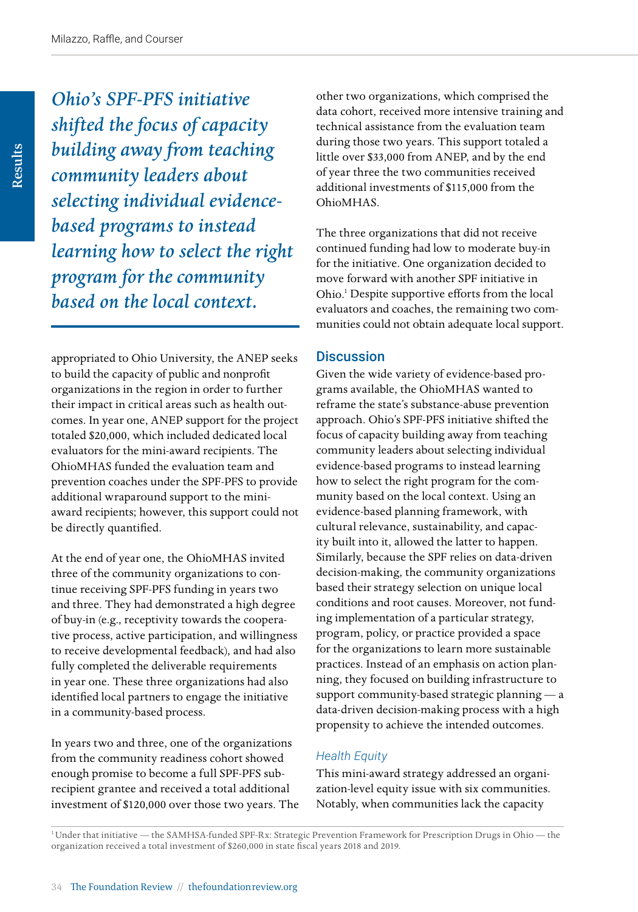*Ohio's SPF-PFS initiative shifted the focus of capacity building away from teaching community leaders about selecting individual evidence-based programs to instead learning how to select the right program for the community based on the local context.*

appropriated to Ohio University, the ANEP seeks to build the capacity of public and nonprofit organizations in the region in order to further their impact in critical areas such as health outcomes. In year one, ANEP support for the project totaled $20,000, which included dedicated local evaluators for the mini-award recipients. The OhioMHAS funded the evaluation team and prevention coaches under the SPF-PFS to provide additional wraparound support to the mini-award recipients; however, this support could not be directly quantified.

At the end of year one, the OhioMHAS invited three of the community organizations to continue receiving SPF-PFS funding in years two and three. They had demonstrated a high degree of buy-in (e.g., receptivity towards the cooperative process, active participation, and willingness to receive developmental feedback), and had also fully completed the deliverable requirements in year one. These three organizations had also identified local partners to engage the initiative in a community-based process.

In years two and three, one of the organizations from the community readiness cohort showed enough promise to become a full SPF-PFS subrecipient grantee and received a total additional investment of $120,000 over those two years. The other two organizations, which comprised the data cohort, received more intensive training and technical assistance from the evaluation team during those two years. This support totaled a little over $33,000 from ANEP, and by the end of year three the two communities received additional investments of $115,000 from the OhioMHAS.

The three organizations that did not receive continued funding had low to moderate buy-in for the initiative. One organization decided to move forward with another SPF initiative in Ohio.[1] Despite supportive efforts from the local evaluators and coaches, the remaining two communities could not obtain adequate local support.

## Discussion

Given the wide variety of evidence-based programs available, the OhioMHAS wanted to reframe the state's substance-abuse prevention approach. Ohio's SPF-PFS initiative shifted the focus of capacity building away from teaching community leaders about selecting individual evidence-based programs to instead learning how to select the right program for the community based on the local context. Using an evidence-based planning framework, with cultural relevance, sustainability, and capacity built into it, allowed the latter to happen. Similarly, because the SPF relies on data-driven decision-making, the community organizations based their strategy selection on unique local conditions and root causes. Moreover, not funding implementation of a particular strategy, program, policy, or practice provided a space for the organizations to learn more sustainable practices. Instead of an emphasis on action planning, they focused on building infrastructure to support community-based strategic planning — a data-driven decision-making process with a high propensity to achieve the intended outcomes.

### *Health Equity*

This mini-award strategy addressed an organization-level equity issue with six communities. Notably, when communities lack the capacity

[1] Under that initiative — the SAMHSA-funded SPF-Rx: Strategic Prevention Framework for Prescription Drugs in Ohio — the organization received a total investment of $260,000 in state fiscal years 2018 and 2019.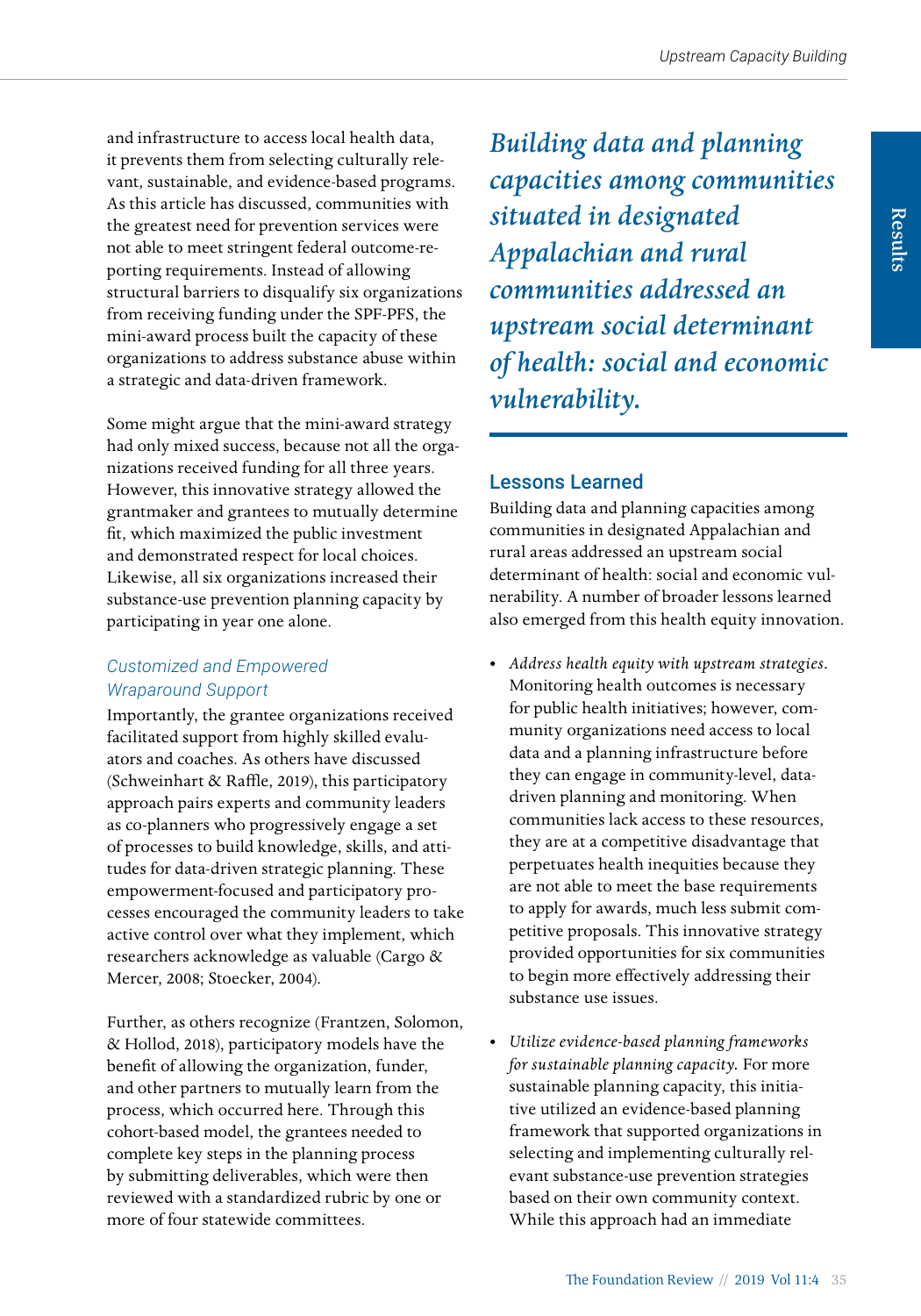and infrastructure to access local health data, it prevents them from selecting culturally relevant, sustainable, and evidence-based programs. As this article has discussed, communities with the greatest need for prevention services were not able to meet stringent federal outcome-reporting requirements. Instead of allowing structural barriers to disqualify six organizations from receiving funding under the SPF-PFS, the mini-award process built the capacity of these organizations to address substance abuse within a strategic and data-driven framework.

Some might argue that the mini-award strategy had only mixed success, because not all the organizations received funding for all three years. However, this innovative strategy allowed the grantmaker and grantees to mutually determine fit, which maximized the public investment and demonstrated respect for local choices. Likewise, all six organizations increased their substance-use prevention planning capacity by participating in year one alone.

### *Customized and Empowered Wraparound Support*

Importantly, the grantee organizations received facilitated support from highly skilled evaluators and coaches. As others have discussed (Schweinhart & Raffle, 2019), this participatory approach pairs experts and community leaders as co-planners who progressively engage a set of processes to build knowledge, skills, and attitudes for data-driven strategic planning. These empowerment-focused and participatory processes encouraged the community leaders to take active control over what they implement, which researchers acknowledge as valuable (Cargo & Mercer, 2008; Stoecker, 2004).

Further, as others recognize (Frantzen, Solomon, & Hollod, 2018), participatory models have the benefit of allowing the organization, funder, and other partners to mutually learn from the process, which occurred here. Through this cohort-based model, the grantees needed to complete key steps in the planning process by submitting deliverables, which were then reviewed with a standardized rubric by one or more of four statewide committees.

> *Building data and planning capacities among communities situated in designated Appalachian and rural communities addressed an upstream social determinant of health: social and economic vulnerability.*

## Lessons Learned

Building data and planning capacities among communities in designated Appalachian and rural areas addressed an upstream social determinant of health: social and economic vulnerability. A number of broader lessons learned also emerged from this health equity innovation.

- *Address health equity with upstream strategies.* Monitoring health outcomes is necessary for public health initiatives; however, community organizations need access to local data and a planning infrastructure before they can engage in community-level, data-driven planning and monitoring. When communities lack access to these resources, they are at a competitive disadvantage that perpetuates health inequities because they are not able to meet the base requirements to apply for awards, much less submit competitive proposals. This innovative strategy provided opportunities for six communities to begin more effectively addressing their substance use issues.
- *Utilize evidence-based planning frameworks for sustainable planning capacity.* For more sustainable planning capacity, this initiative utilized an evidence-based planning framework that supported organizations in selecting and implementing culturally relevant substance-use prevention strategies based on their own community context. While this approach had an immediate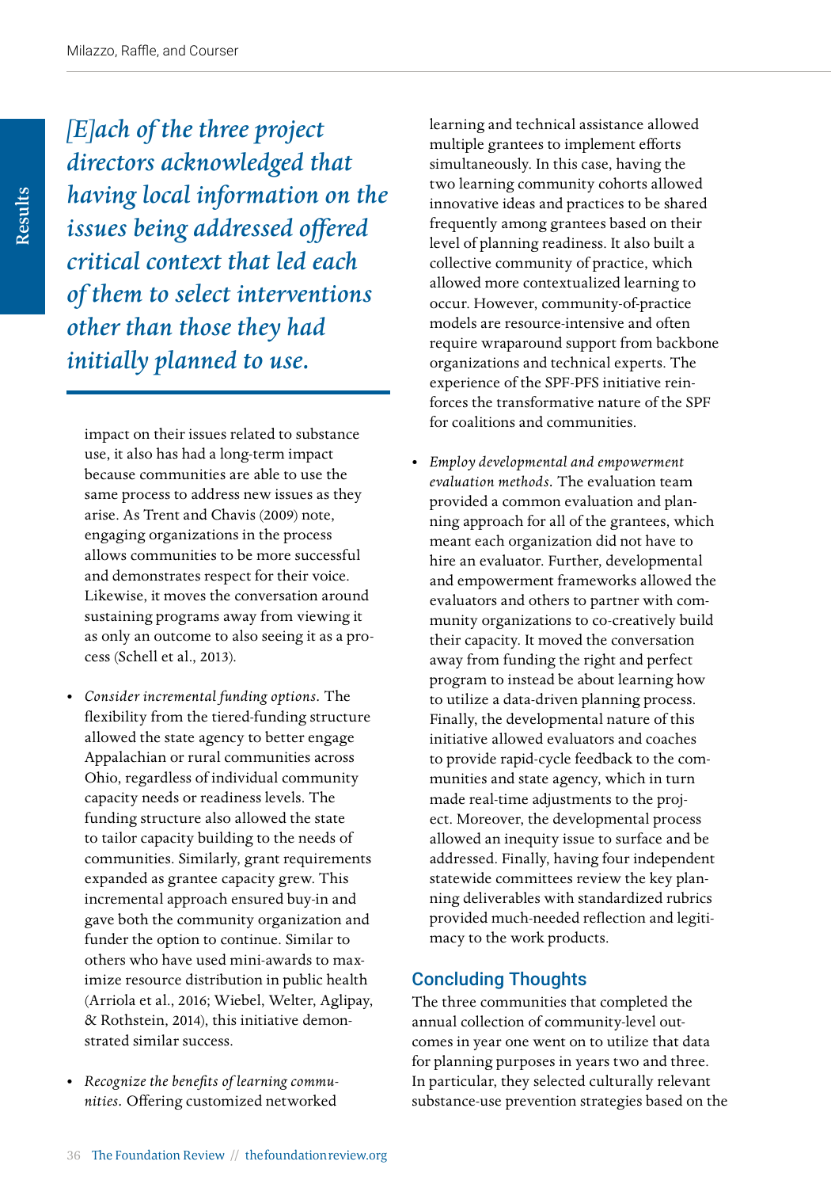*[E]ach of the three project directors acknowledged that having local information on the issues being addressed offered critical context that led each of them to select interventions other than those they had initially planned to use.*

impact on their issues related to substance use, it also has had a long-term impact because communities are able to use the same process to address new issues as they arise. As Trent and Chavis (2009) note, engaging organizations in the process allows communities to be more successful and demonstrates respect for their voice. Likewise, it moves the conversation around sustaining programs away from viewing it as only an outcome to also seeing it as a process (Schell et al., 2013).

- *Consider incremental funding options.* The flexibility from the tiered-funding structure allowed the state agency to better engage Appalachian or rural communities across Ohio, regardless of individual community capacity needs or readiness levels. The funding structure also allowed the state to tailor capacity building to the needs of communities. Similarly, grant requirements expanded as grantee capacity grew. This incremental approach ensured buy-in and gave both the community organization and funder the option to continue. Similar to others who have used mini-awards to maximize resource distribution in public health (Arriola et al., 2016; Wiebel, Welter, Aglipay, & Rothstein, 2014), this initiative demonstrated similar success.

- *Recognize the benefits of learning communities.* Offering customized networked learning and technical assistance allowed multiple grantees to implement efforts simultaneously. In this case, having the two learning community cohorts allowed innovative ideas and practices to be shared frequently among grantees based on their level of planning readiness. It also built a collective community of practice, which allowed more contextualized learning to occur. However, community-of-practice models are resource-intensive and often require wraparound support from backbone organizations and technical experts. The experience of the SPF-PFS initiative reinforces the transformative nature of the SPF for coalitions and communities.

- *Employ developmental and empowerment evaluation methods.* The evaluation team provided a common evaluation and planning approach for all of the grantees, which meant each organization did not have to hire an evaluator. Further, developmental and empowerment frameworks allowed the evaluators and others to partner with community organizations to co-creatively build their capacity. It moved the conversation away from funding the right and perfect program to instead be about learning how to utilize a data-driven planning process. Finally, the developmental nature of this initiative allowed evaluators and coaches to provide rapid-cycle feedback to the communities and state agency, which in turn made real-time adjustments to the project. Moreover, the developmental process allowed an inequity issue to surface and be addressed. Finally, having four independent statewide committees review the key planning deliverables with standardized rubrics provided much-needed reflection and legitimacy to the work products.

## Concluding Thoughts

The three communities that completed the annual collection of community-level outcomes in year one went on to utilize that data for planning purposes in years two and three. In particular, they selected culturally relevant substance-use prevention strategies based on the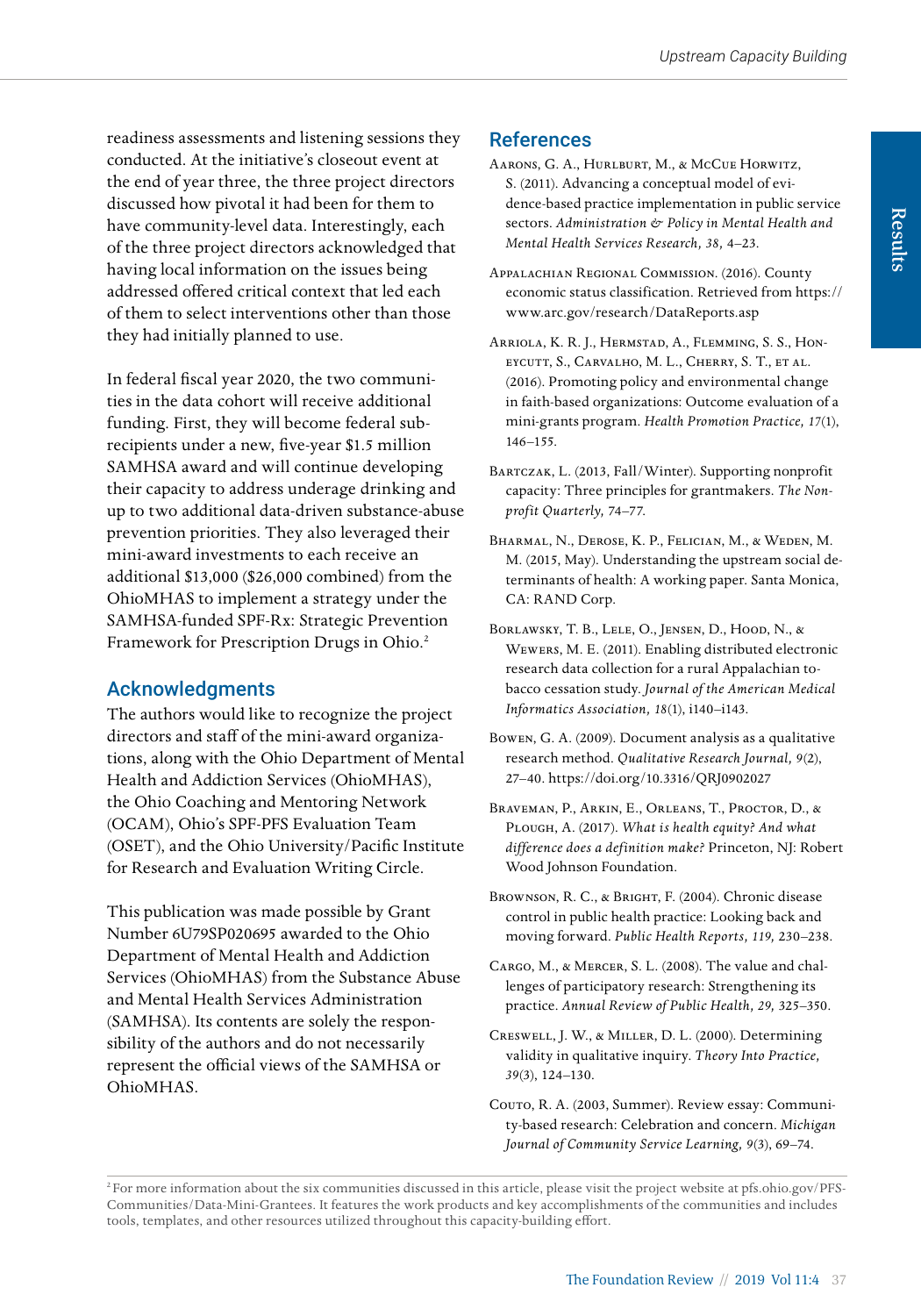readiness assessments and listening sessions they conducted. At the initiative's closeout event at the end of year three, the three project directors discussed how pivotal it had been for them to have community-level data. Interestingly, each of the three project directors acknowledged that having local information on the issues being addressed offered critical context that led each of them to select interventions other than those they had initially planned to use.

In federal fiscal year 2020, the two communities in the data cohort will receive additional funding. First, they will become federal subrecipients under a new, five-year $1.5 million SAMHSA award and will continue developing their capacity to address underage drinking and up to two additional data-driven substance-abuse prevention priorities. They also leveraged their mini-award investments to each receive an additional $13,000 ($26,000 combined) from the OhioMHAS to implement a strategy under the SAMHSA-funded SPF-Rx: Strategic Prevention Framework for Prescription Drugs in Ohio.[2]

## Acknowledgments

The authors would like to recognize the project directors and staff of the mini-award organizations, along with the Ohio Department of Mental Health and Addiction Services (OhioMHAS), the Ohio Coaching and Mentoring Network (OCAM), Ohio's SPF-PFS Evaluation Team (OSET), and the Ohio University/Pacific Institute for Research and Evaluation Writing Circle.

This publication was made possible by Grant Number 6U79SP020695 awarded to the Ohio Department of Mental Health and Addiction Services (OhioMHAS) from the Substance Abuse and Mental Health Services Administration (SAMHSA). Its contents are solely the responsibility of the authors and do not necessarily represent the official views of the SAMHSA or OhioMHAS.

## References

Aarons, G. A., Hurlburt, M., & McCue Horwitz, S. (2011). Advancing a conceptual model of evidence-based practice implementation in public service sectors. *Administration & Policy in Mental Health and Mental Health Services Research, 38*, 4–23.

Appalachian Regional Commission. (2016). County economic status classification. Retrieved from https://www.arc.gov/research/DataReports.asp

Arriola, K. R. J., Hermstad, A., Flemming, S. S., Honeycutt, S., Carvalho, M. L., Cherry, S. T., et al. (2016). Promoting policy and environmental change in faith-based organizations: Outcome evaluation of a mini-grants program. *Health Promotion Practice, 17*(1), 146–155.

Bartczak, L. (2013, Fall/Winter). Supporting nonprofit capacity: Three principles for grantmakers. *The Nonprofit Quarterly*, 74–77.

Bharmal, N., Derose, K. P., Felician, M., & Weden, M. M. (2015, May). Understanding the upstream social determinants of health: A working paper. Santa Monica, CA: RAND Corp.

Borlawsky, T. B., Lele, O., Jensen, D., Hood, N., & Wewers, M. E. (2011). Enabling distributed electronic research data collection for a rural Appalachian tobacco cessation study. *Journal of the American Medical Informatics Association, 18*(1), i140–i143.

Bowen, G. A. (2009). Document analysis as a qualitative research method. *Qualitative Research Journal, 9*(2), 27–40. https://doi.org/10.3316/QRJ0902027

Braveman, P., Arkin, E., Orleans, T., Proctor, D., & Plough, A. (2017). *What is health equity? And what difference does a definition make?* Princeton, NJ: Robert Wood Johnson Foundation.

Brownson, R. C., & Bright, F. (2004). Chronic disease control in public health practice: Looking back and moving forward. *Public Health Reports, 119*, 230–238.

Cargo, M., & Mercer, S. L. (2008). The value and challenges of participatory research: Strengthening its practice. *Annual Review of Public Health, 29*, 325–350.

Creswell, J. W., & Miller, D. L. (2000). Determining validity in qualitative inquiry. *Theory Into Practice, 39*(3), 124–130.

Couto, R. A. (2003, Summer). Review essay: Community-based research: Celebration and concern. *Michigan Journal of Community Service Learning, 9*(3), 69–74.

[2] For more information about the six communities discussed in this article, please visit the project website at pfs.ohio.gov/PFS-Communities/Data-Mini-Grantees. It features the work products and key accomplishments of the communities and includes tools, templates, and other resources utilized throughout this capacity-building effort.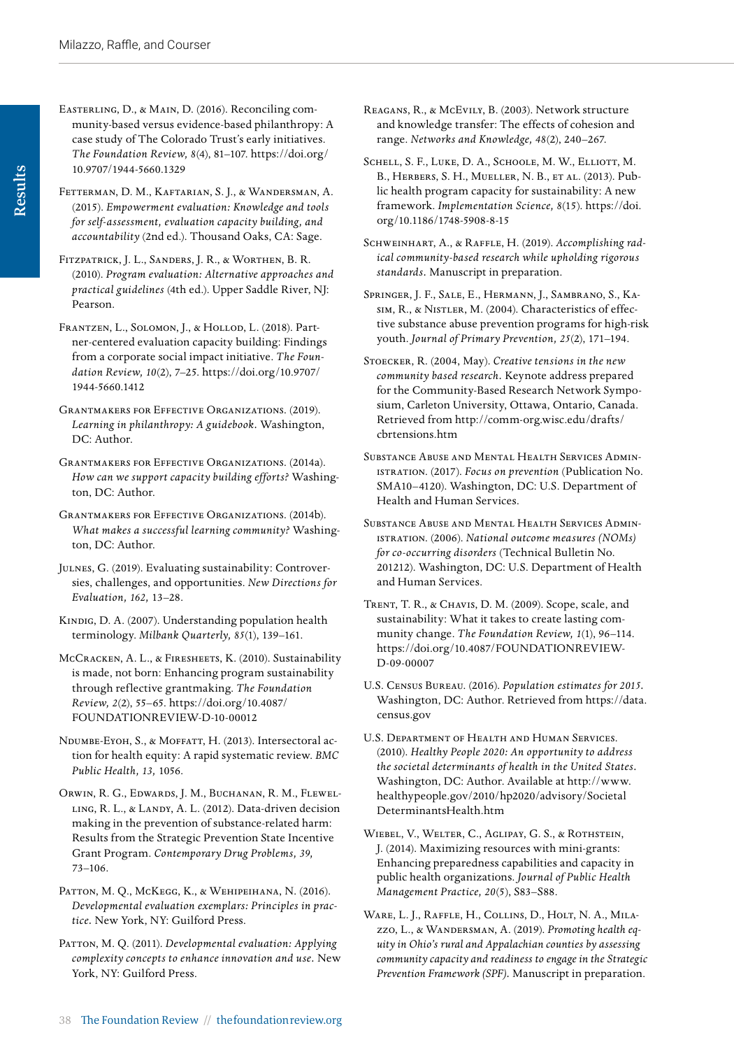Easterling, D., & Main, D. (2016). Reconciling community-based versus evidence-based philanthropy: A case study of The Colorado Trust's early initiatives. *The Foundation Review, 8*(4), 81–107. https://doi.org/10.9707/1944-5660.1329

Fetterman, D. M., Kaftarian, S. J., & Wandersman, A. (2015). *Empowerment evaluation: Knowledge and tools for self-assessment, evaluation capacity building, and accountability* (2nd ed.). Thousand Oaks, CA: Sage.

Fitzpatrick, J. L., Sanders, J. R., & Worthen, B. R. (2010). *Program evaluation: Alternative approaches and practical guidelines* (4th ed.). Upper Saddle River, NJ: Pearson.

Frantzen, L., Solomon, J., & Hollod, L. (2018). Partner-centered evaluation capacity building: Findings from a corporate social impact initiative. *The Foundation Review, 10*(2), 7–25. https://doi.org/10.9707/1944-5660.1412

Grantmakers for Effective Organizations. (2019). *Learning in philanthropy: A guidebook*. Washington, DC: Author.

Grantmakers for Effective Organizations. (2014a). *How can we support capacity building efforts?* Washington, DC: Author.

Grantmakers for Effective Organizations. (2014b). *What makes a successful learning community?* Washington, DC: Author.

Julnes, G. (2019). Evaluating sustainability: Controversies, challenges, and opportunities. *New Directions for Evaluation, 162*, 13–28.

Kindig, D. A. (2007). Understanding population health terminology. *Milbank Quarterly, 85*(1), 139–161.

McCracken, A. L., & Firesheets, K. (2010). Sustainability is made, not born: Enhancing program sustainability through reflective grantmaking. *The Foundation Review, 2*(2), 55–65. https://doi.org/10.4087/FOUNDATIONREVIEW-D-10-00012

Ndumbe-Eyoh, S., & Moffatt, H. (2013). Intersectoral action for health equity: A rapid systematic review. *BMC Public Health, 13*, 1056.

Orwin, R. G., Edwards, J. M., Buchanan, R. M., Flewelling, R. L., & Landy, A. L. (2012). Data-driven decision making in the prevention of substance-related harm: Results from the Strategic Prevention State Incentive Grant Program. *Contemporary Drug Problems, 39*, 73–106.

Patton, M. Q., McKegg, K., & Wehipeihana, N. (2016). *Developmental evaluation exemplars: Principles in practice*. New York, NY: Guilford Press.

Patton, M. Q. (2011). *Developmental evaluation: Applying complexity concepts to enhance innovation and use*. New York, NY: Guilford Press.

Reagans, R., & McEvily, B. (2003). Network structure and knowledge transfer: The effects of cohesion and range. *Networks and Knowledge, 48*(2), 240–267.

Schell, S. F., Luke, D. A., Schoole, M. W., Elliott, M. B., Herbers, S. H., Mueller, N. B., et al. (2013). Public health program capacity for sustainability: A new framework. *Implementation Science, 8*(15). https://doi.org/10.1186/1748-5908-8-15

Schweinhart, A., & Raffle, H. (2019). *Accomplishing radical community-based research while upholding rigorous standards*. Manuscript in preparation.

Springer, J. F., Sale, E., Hermann, J., Sambrano, S., Kasim, R., & Nistler, M. (2004). Characteristics of effective substance abuse prevention programs for high-risk youth. *Journal of Primary Prevention, 25*(2), 171–194.

Stoecker, R. (2004, May). *Creative tensions in the new community based research*. Keynote address prepared for the Community-Based Research Network Symposium, Carleton University, Ottawa, Ontario, Canada. Retrieved from http://comm-org.wisc.edu/drafts/cbrtensions.htm

Substance Abuse and Mental Health Services Administration. (2017). *Focus on prevention* (Publication No. SMA10–4120). Washington, DC: U.S. Department of Health and Human Services.

Substance Abuse and Mental Health Services Administration. (2006). *National outcome measures (NOMs) for co-occurring disorders* (Technical Bulletin No. 201212). Washington, DC: U.S. Department of Health and Human Services.

Trent, T. R., & Chavis, D. M. (2009). Scope, scale, and sustainability: What it takes to create lasting community change. *The Foundation Review, 1*(1), 96–114. https://doi.org/10.4087/FOUNDATIONREVIEW-D-09-00007

U.S. Census Bureau. (2016). *Population estimates for 2015*. Washington, DC: Author. Retrieved from https://data.census.gov

U.S. Department of Health and Human Services. (2010). *Healthy People 2020: An opportunity to address the societal determinants of health in the United States*. Washington, DC: Author. Available at http://www.healthypeople.gov/2010/hp2020/advisory/SocietalDeterminantsHealth.htm

Wiebel, V., Welter, C., Aglipay, G. S., & Rothstein, J. (2014). Maximizing resources with mini-grants: Enhancing preparedness capabilities and capacity in public health organizations. *Journal of Public Health Management Practice, 20*(5), S83–S88.

Ware, L. J., Raffle, H., Collins, D., Holt, N. A., Milazzo, L., & Wandersman, A. (2019). *Promoting health equity in Ohio's rural and Appalachian counties by assessing community capacity and readiness to engage in the Strategic Prevention Framework (SPF)*. Manuscript in preparation.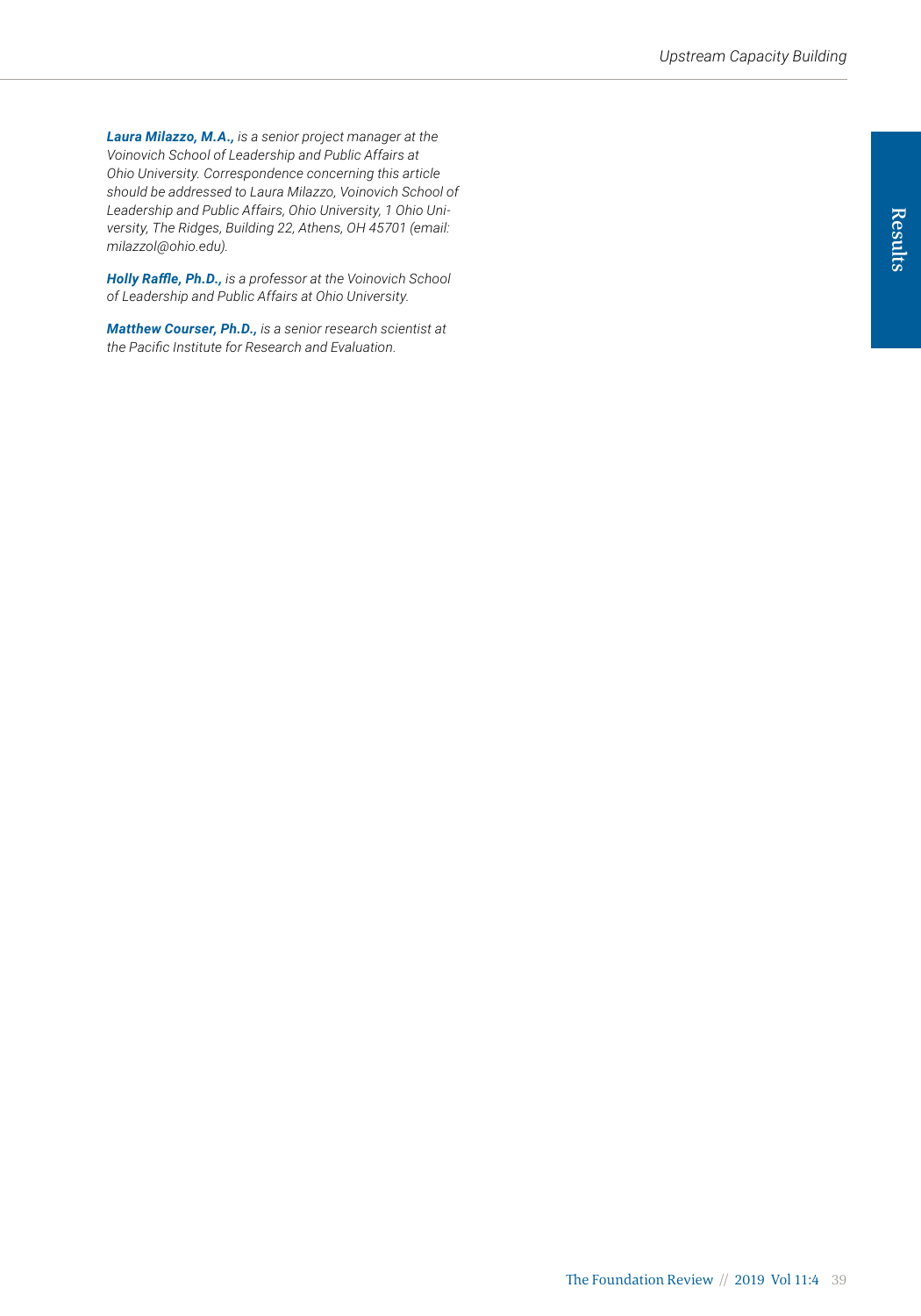***Laura Milazzo, M.A.,*** *is a senior project manager at the Voinovich School of Leadership and Public Affairs at Ohio University. Correspondence concerning this article should be addressed to Laura Milazzo, Voinovich School of Leadership and Public Affairs, Ohio University, 1 Ohio University, The Ridges, Building 22, Athens, OH 45701 (email: milazzol@ohio.edu).*

***Holly Raffle, Ph.D.,*** *is a professor at the Voinovich School of Leadership and Public Affairs at Ohio University.*

***Matthew Courser, Ph.D.,*** *is a senior research scientist at the Pacific Institute for Research and Evaluation.*